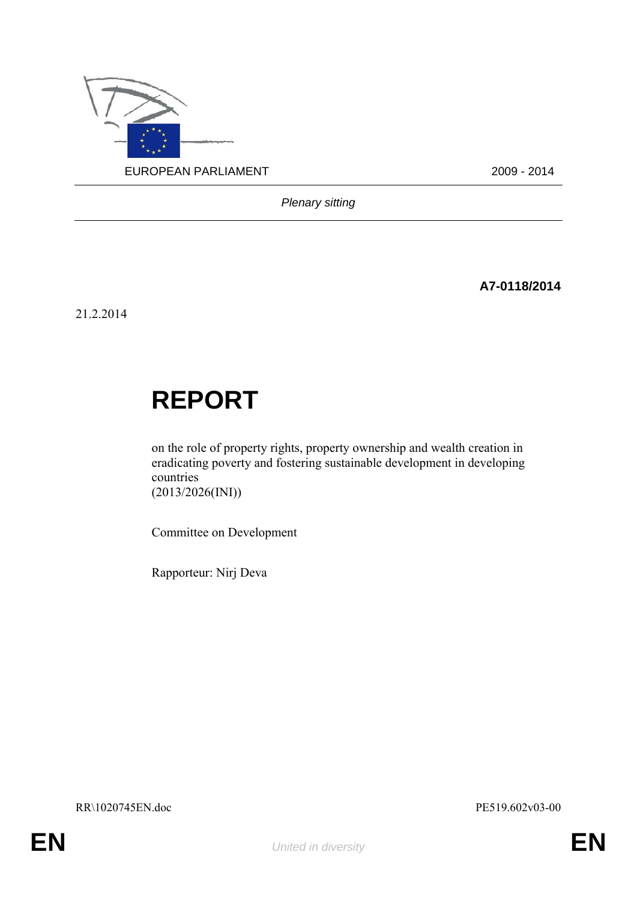EUROPEAN PARLIAMENT 2009 - 2014

*Plenary sitting*

**A7-0118/2014**

21.2.2014

# REPORT

on the role of property rights, property ownership and wealth creation in eradicating poverty and fostering sustainable development in developing countries
(2013/2026(INI))

Committee on Development

Rapporteur: Nirj Deva

RR\1020745EN.doc PE519.602v03-00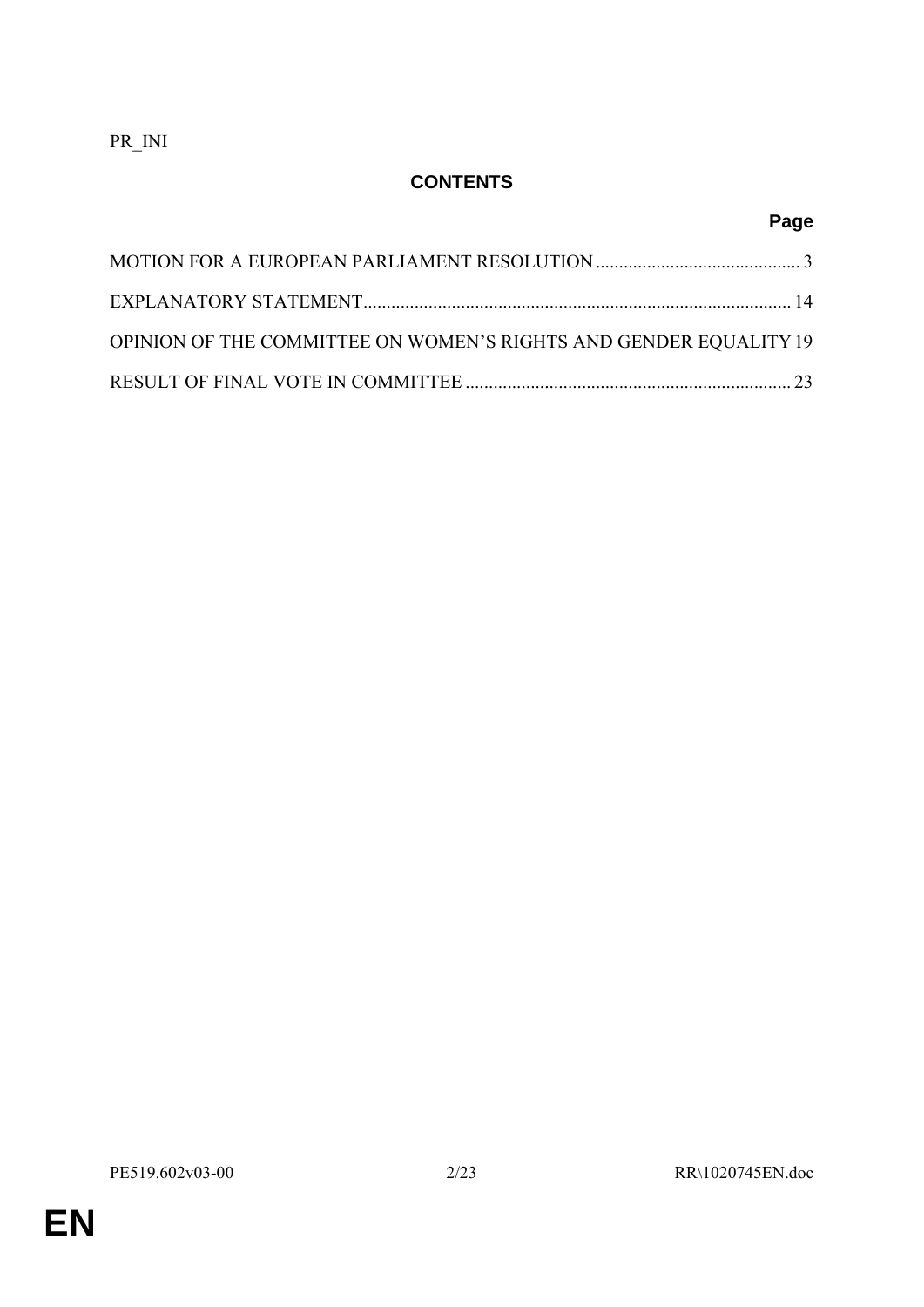PR_INI

## CONTENTS

| | Page |
|---|---|
| MOTION FOR A EUROPEAN PARLIAMENT RESOLUTION | 3 |
| EXPLANATORY STATEMENT | 14 |
| OPINION OF THE COMMITTEE ON WOMEN'S RIGHTS AND GENDER EQUALITY | 19 |
| RESULT OF FINAL VOTE IN COMMITTEE | 23 |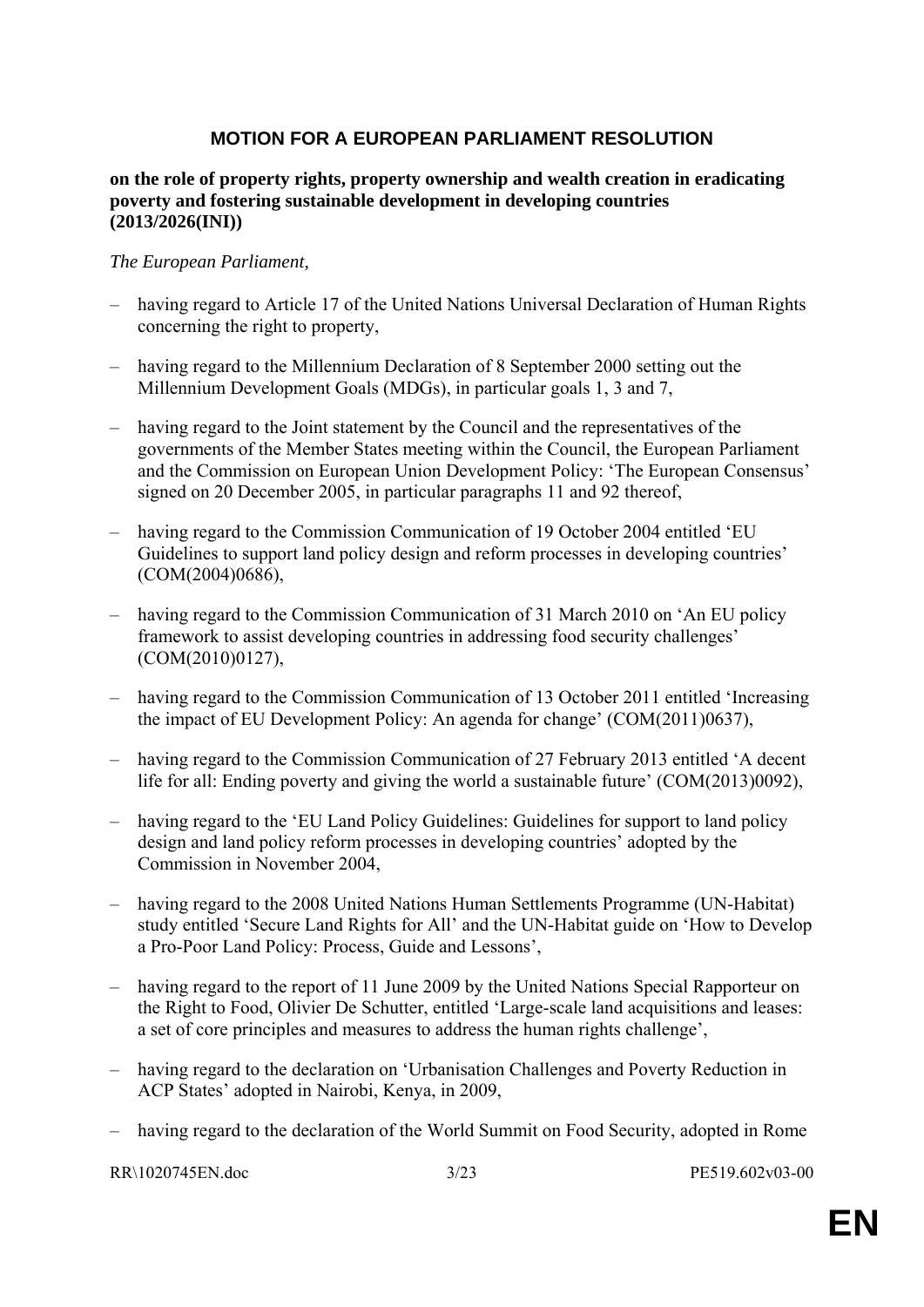# MOTION FOR A EUROPEAN PARLIAMENT RESOLUTION

**on the role of property rights, property ownership and wealth creation in eradicating poverty and fostering sustainable development in developing countries (2013/2026(INI))**

*The European Parliament,*

– having regard to Article 17 of the United Nations Universal Declaration of Human Rights concerning the right to property,

– having regard to the Millennium Declaration of 8 September 2000 setting out the Millennium Development Goals (MDGs), in particular goals 1, 3 and 7,

– having regard to the Joint statement by the Council and the representatives of the governments of the Member States meeting within the Council, the European Parliament and the Commission on European Union Development Policy: 'The European Consensus' signed on 20 December 2005, in particular paragraphs 11 and 92 thereof,

– having regard to the Commission Communication of 19 October 2004 entitled 'EU Guidelines to support land policy design and reform processes in developing countries' (COM(2004)0686),

– having regard to the Commission Communication of 31 March 2010 on 'An EU policy framework to assist developing countries in addressing food security challenges' (COM(2010)0127),

– having regard to the Commission Communication of 13 October 2011 entitled 'Increasing the impact of EU Development Policy: An agenda for change' (COM(2011)0637),

– having regard to the Commission Communication of 27 February 2013 entitled 'A decent life for all: Ending poverty and giving the world a sustainable future' (COM(2013)0092),

– having regard to the 'EU Land Policy Guidelines: Guidelines for support to land policy design and land policy reform processes in developing countries' adopted by the Commission in November 2004,

– having regard to the 2008 United Nations Human Settlements Programme (UN-Habitat) study entitled 'Secure Land Rights for All' and the UN-Habitat guide on 'How to Develop a Pro-Poor Land Policy: Process, Guide and Lessons',

– having regard to the report of 11 June 2009 by the United Nations Special Rapporteur on the Right to Food, Olivier De Schutter, entitled 'Large-scale land acquisitions and leases: a set of core principles and measures to address the human rights challenge',

– having regard to the declaration on 'Urbanisation Challenges and Poverty Reduction in ACP States' adopted in Nairobi, Kenya, in 2009,

– having regard to the declaration of the World Summit on Food Security, adopted in Rome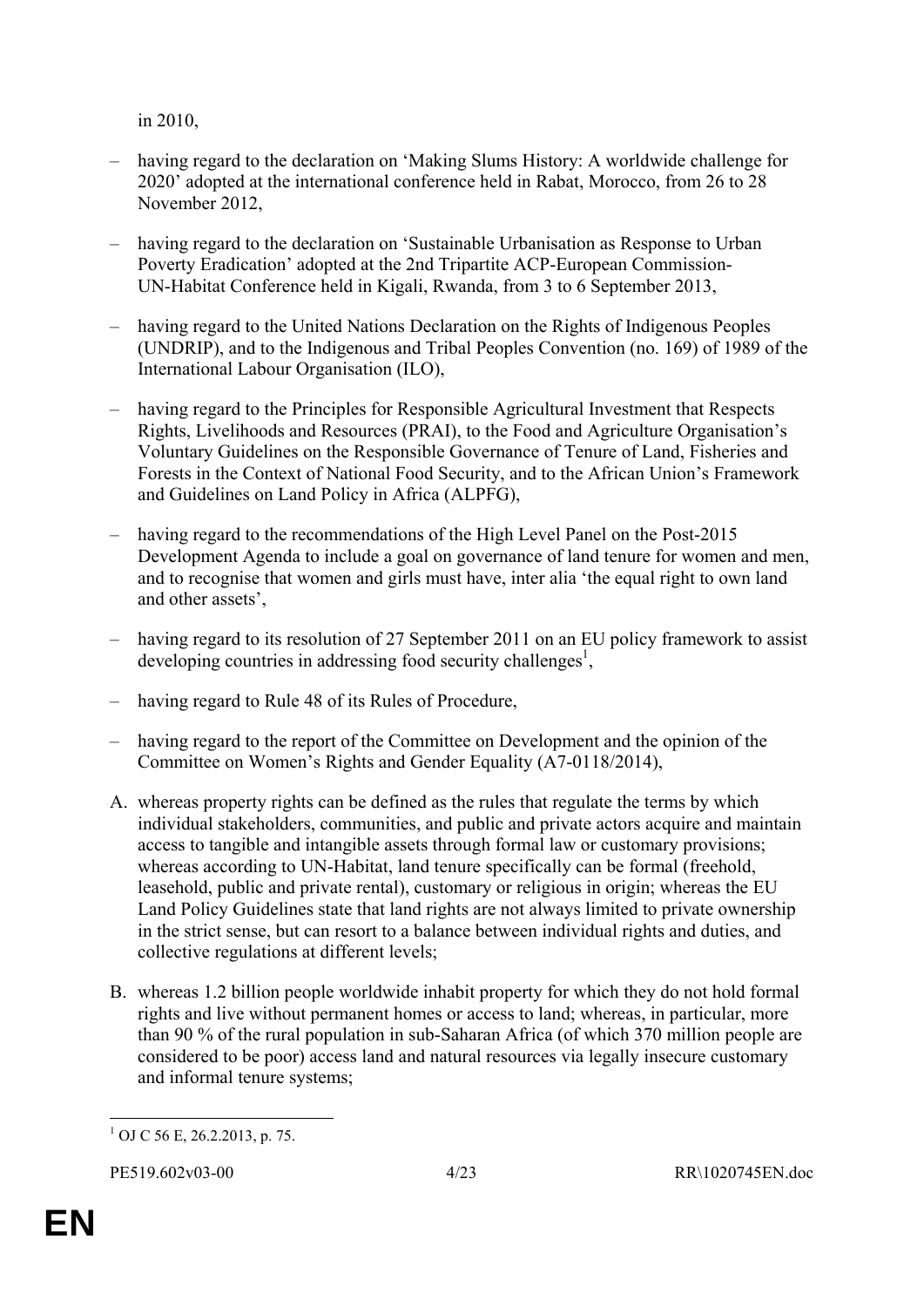in 2010,

– having regard to the declaration on 'Making Slums History: A worldwide challenge for 2020' adopted at the international conference held in Rabat, Morocco, from 26 to 28 November 2012,

– having regard to the declaration on 'Sustainable Urbanisation as Response to Urban Poverty Eradication' adopted at the 2nd Tripartite ACP-European Commission-UN-Habitat Conference held in Kigali, Rwanda, from 3 to 6 September 2013,

– having regard to the United Nations Declaration on the Rights of Indigenous Peoples (UNDRIP), and to the Indigenous and Tribal Peoples Convention (no. 169) of 1989 of the International Labour Organisation (ILO),

– having regard to the Principles for Responsible Agricultural Investment that Respects Rights, Livelihoods and Resources (PRAI), to the Food and Agriculture Organisation's Voluntary Guidelines on the Responsible Governance of Tenure of Land, Fisheries and Forests in the Context of National Food Security, and to the African Union's Framework and Guidelines on Land Policy in Africa (ALPFG),

– having regard to the recommendations of the High Level Panel on the Post-2015 Development Agenda to include a goal on governance of land tenure for women and men, and to recognise that women and girls must have, inter alia 'the equal right to own land and other assets',

– having regard to its resolution of 27 September 2011 on an EU policy framework to assist developing countries in addressing food security challenges[1],

– having regard to Rule 48 of its Rules of Procedure,

– having regard to the report of the Committee on Development and the opinion of the Committee on Women's Rights and Gender Equality (A7-0118/2014),

A. whereas property rights can be defined as the rules that regulate the terms by which individual stakeholders, communities, and public and private actors acquire and maintain access to tangible and intangible assets through formal law or customary provisions; whereas according to UN-Habitat, land tenure specifically can be formal (freehold, leasehold, public and private rental), customary or religious in origin; whereas the EU Land Policy Guidelines state that land rights are not always limited to private ownership in the strict sense, but can resort to a balance between individual rights and duties, and collective regulations at different levels;

B. whereas 1.2 billion people worldwide inhabit property for which they do not hold formal rights and live without permanent homes or access to land; whereas, in particular, more than 90 % of the rural population in sub-Saharan Africa (of which 370 million people are considered to be poor) access land and natural resources via legally insecure customary and informal tenure systems;

[1] OJ C 56 E, 26.2.2013, p. 75.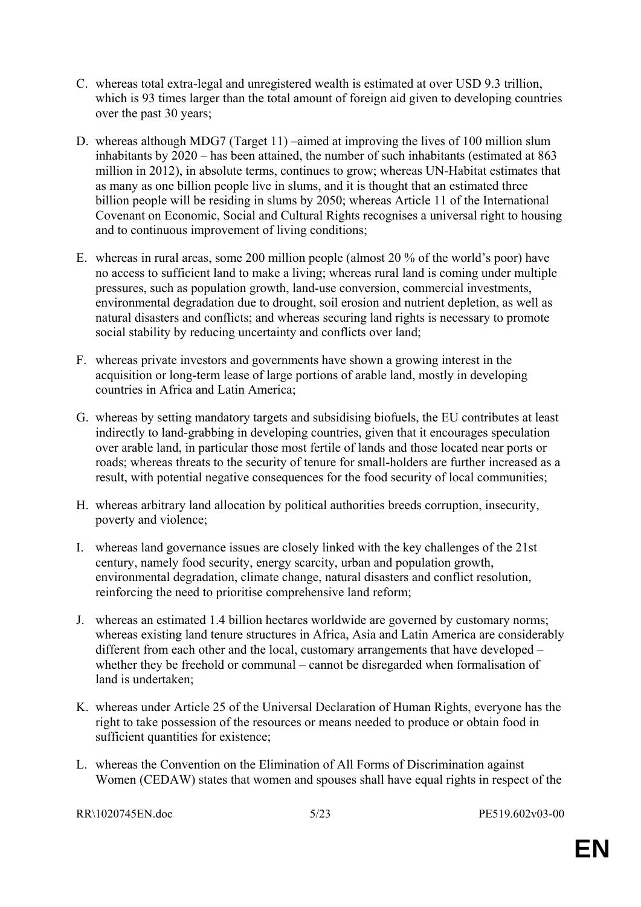C. whereas total extra-legal and unregistered wealth is estimated at over USD 9.3 trillion, which is 93 times larger than the total amount of foreign aid given to developing countries over the past 30 years;

D. whereas although MDG7 (Target 11) –aimed at improving the lives of 100 million slum inhabitants by 2020 – has been attained, the number of such inhabitants (estimated at 863 million in 2012), in absolute terms, continues to grow; whereas UN-Habitat estimates that as many as one billion people live in slums, and it is thought that an estimated three billion people will be residing in slums by 2050; whereas Article 11 of the International Covenant on Economic, Social and Cultural Rights recognises a universal right to housing and to continuous improvement of living conditions;

E. whereas in rural areas, some 200 million people (almost 20 % of the world's poor) have no access to sufficient land to make a living; whereas rural land is coming under multiple pressures, such as population growth, land-use conversion, commercial investments, environmental degradation due to drought, soil erosion and nutrient depletion, as well as natural disasters and conflicts; and whereas securing land rights is necessary to promote social stability by reducing uncertainty and conflicts over land;

F. whereas private investors and governments have shown a growing interest in the acquisition or long-term lease of large portions of arable land, mostly in developing countries in Africa and Latin America;

G. whereas by setting mandatory targets and subsidising biofuels, the EU contributes at least indirectly to land-grabbing in developing countries, given that it encourages speculation over arable land, in particular those most fertile of lands and those located near ports or roads; whereas threats to the security of tenure for small-holders are further increased as a result, with potential negative consequences for the food security of local communities;

H. whereas arbitrary land allocation by political authorities breeds corruption, insecurity, poverty and violence;

I. whereas land governance issues are closely linked with the key challenges of the 21st century, namely food security, energy scarcity, urban and population growth, environmental degradation, climate change, natural disasters and conflict resolution, reinforcing the need to prioritise comprehensive land reform;

J. whereas an estimated 1.4 billion hectares worldwide are governed by customary norms; whereas existing land tenure structures in Africa, Asia and Latin America are considerably different from each other and the local, customary arrangements that have developed – whether they be freehold or communal – cannot be disregarded when formalisation of land is undertaken;

K. whereas under Article 25 of the Universal Declaration of Human Rights, everyone has the right to take possession of the resources or means needed to produce or obtain food in sufficient quantities for existence;

L. whereas the Convention on the Elimination of All Forms of Discrimination against Women (CEDAW) states that women and spouses shall have equal rights in respect of the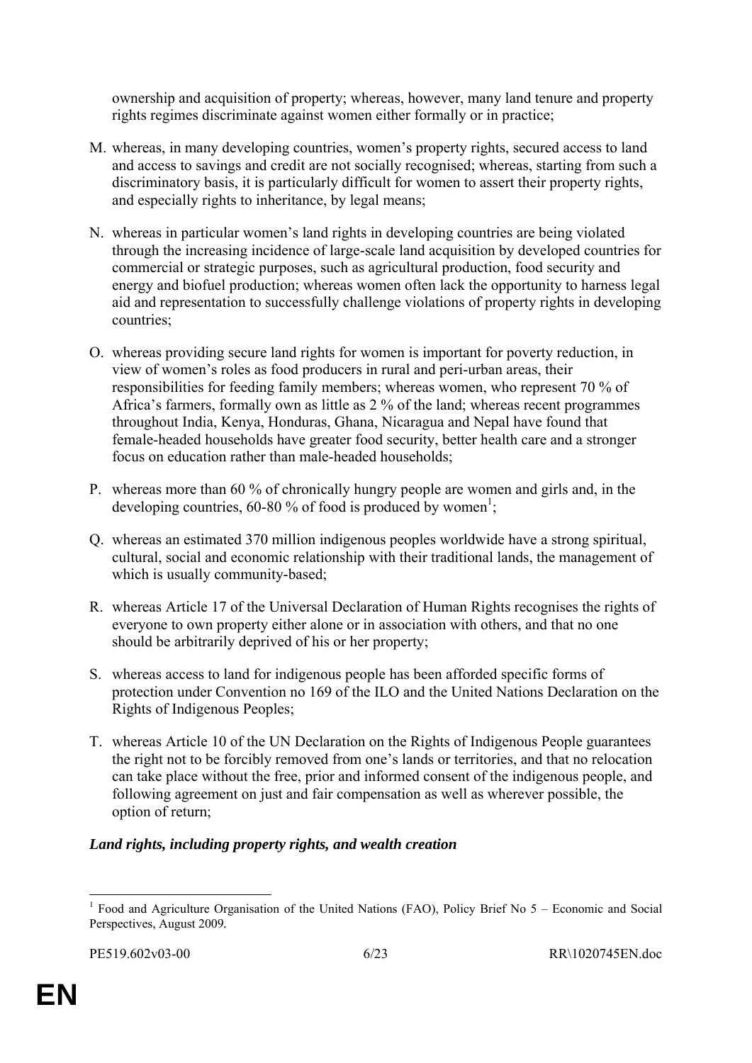ownership and acquisition of property; whereas, however, many land tenure and property rights regimes discriminate against women either formally or in practice;

M. whereas, in many developing countries, women's property rights, secured access to land and access to savings and credit are not socially recognised; whereas, starting from such a discriminatory basis, it is particularly difficult for women to assert their property rights, and especially rights to inheritance, by legal means;

N. whereas in particular women's land rights in developing countries are being violated through the increasing incidence of large-scale land acquisition by developed countries for commercial or strategic purposes, such as agricultural production, food security and energy and biofuel production; whereas women often lack the opportunity to harness legal aid and representation to successfully challenge violations of property rights in developing countries;

O. whereas providing secure land rights for women is important for poverty reduction, in view of women's roles as food producers in rural and peri-urban areas, their responsibilities for feeding family members; whereas women, who represent 70 % of Africa's farmers, formally own as little as 2 % of the land; whereas recent programmes throughout India, Kenya, Honduras, Ghana, Nicaragua and Nepal have found that female-headed households have greater food security, better health care and a stronger focus on education rather than male-headed households;

P. whereas more than 60 % of chronically hungry people are women and girls and, in the developing countries, 60-80 % of food is produced by women[1];

Q. whereas an estimated 370 million indigenous peoples worldwide have a strong spiritual, cultural, social and economic relationship with their traditional lands, the management of which is usually community-based;

R. whereas Article 17 of the Universal Declaration of Human Rights recognises the rights of everyone to own property either alone or in association with others, and that no one should be arbitrarily deprived of his or her property;

S. whereas access to land for indigenous people has been afforded specific forms of protection under Convention no 169 of the ILO and the United Nations Declaration on the Rights of Indigenous Peoples;

T. whereas Article 10 of the UN Declaration on the Rights of Indigenous People guarantees the right not to be forcibly removed from one's lands or territories, and that no relocation can take place without the free, prior and informed consent of the indigenous people, and following agreement on just and fair compensation as well as wherever possible, the option of return;

***Land rights, including property rights, and wealth creation***

[1] Food and Agriculture Organisation of the United Nations (FAO), Policy Brief No 5 – Economic and Social Perspectives, August 2009.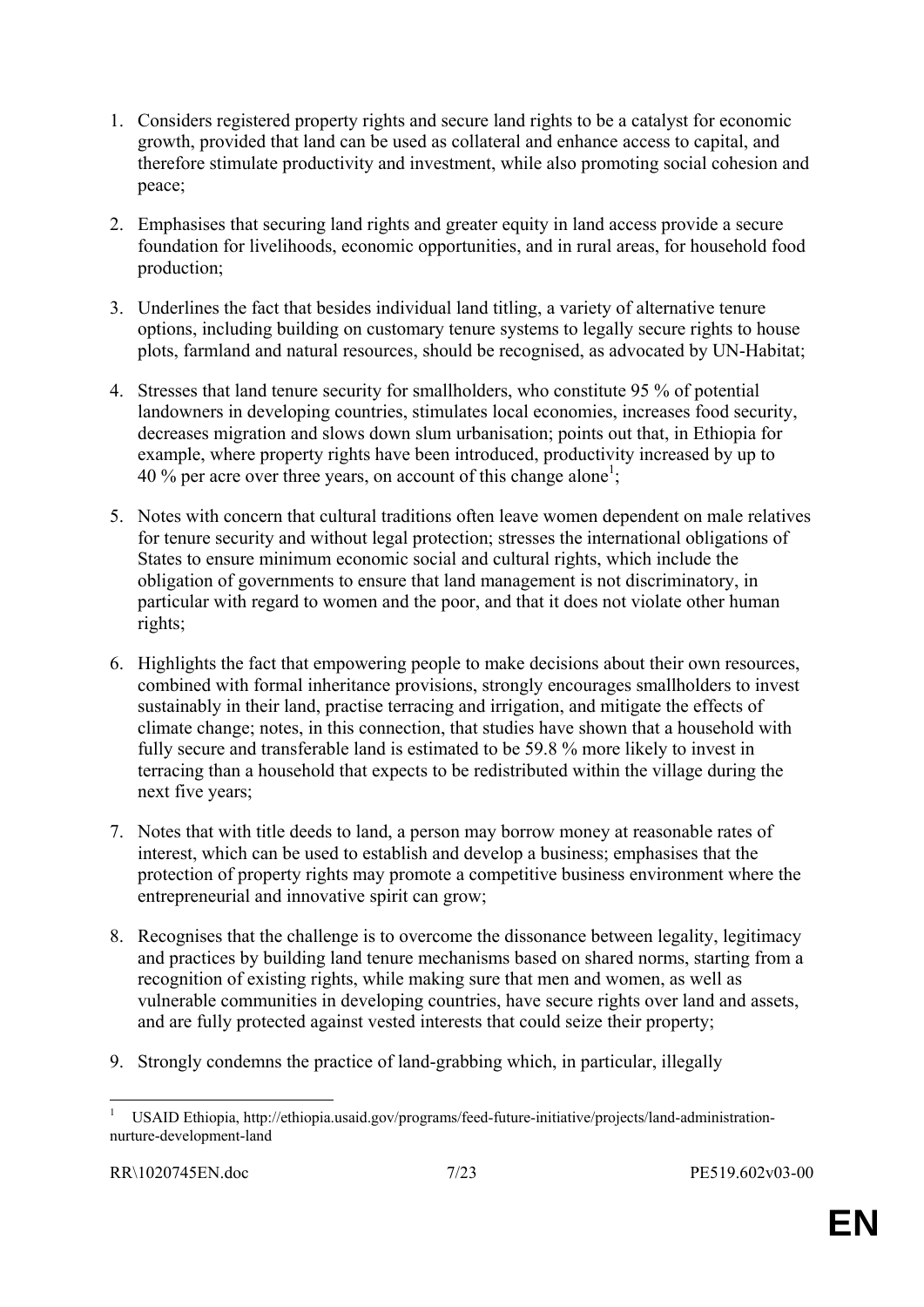1. Considers registered property rights and secure land rights to be a catalyst for economic growth, provided that land can be used as collateral and enhance access to capital, and therefore stimulate productivity and investment, while also promoting social cohesion and peace;

2. Emphasises that securing land rights and greater equity in land access provide a secure foundation for livelihoods, economic opportunities, and in rural areas, for household food production;

3. Underlines the fact that besides individual land titling, a variety of alternative tenure options, including building on customary tenure systems to legally secure rights to house plots, farmland and natural resources, should be recognised, as advocated by UN-Habitat;

4. Stresses that land tenure security for smallholders, who constitute 95 % of potential landowners in developing countries, stimulates local economies, increases food security, decreases migration and slows down slum urbanisation; points out that, in Ethiopia for example, where property rights have been introduced, productivity increased by up to 40 % per acre over three years, on account of this change alone[1];

5. Notes with concern that cultural traditions often leave women dependent on male relatives for tenure security and without legal protection; stresses the international obligations of States to ensure minimum economic social and cultural rights, which include the obligation of governments to ensure that land management is not discriminatory, in particular with regard to women and the poor, and that it does not violate other human rights;

6. Highlights the fact that empowering people to make decisions about their own resources, combined with formal inheritance provisions, strongly encourages smallholders to invest sustainably in their land, practise terracing and irrigation, and mitigate the effects of climate change; notes, in this connection, that studies have shown that a household with fully secure and transferable land is estimated to be 59.8 % more likely to invest in terracing than a household that expects to be redistributed within the village during the next five years;

7. Notes that with title deeds to land, a person may borrow money at reasonable rates of interest, which can be used to establish and develop a business; emphasises that the protection of property rights may promote a competitive business environment where the entrepreneurial and innovative spirit can grow;

8. Recognises that the challenge is to overcome the dissonance between legality, legitimacy and practices by building land tenure mechanisms based on shared norms, starting from a recognition of existing rights, while making sure that men and women, as well as vulnerable communities in developing countries, have secure rights over land and assets, and are fully protected against vested interests that could seize their property;

9. Strongly condemns the practice of land-grabbing which, in particular, illegally

[1] USAID Ethiopia, http://ethiopia.usaid.gov/programs/feed-future-initiative/projects/land-administration-nurture-development-land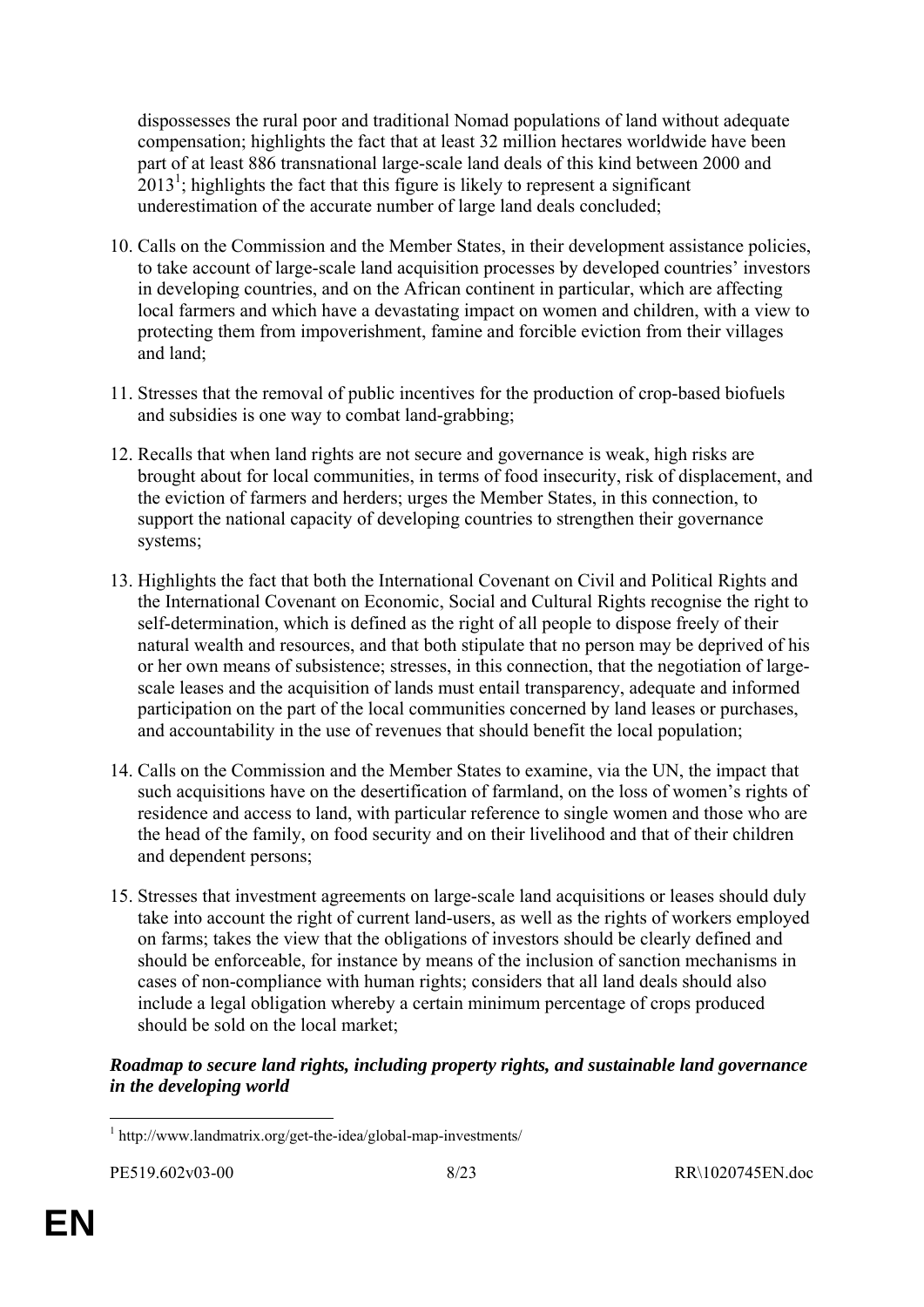dispossesses the rural poor and traditional Nomad populations of land without adequate compensation; highlights the fact that at least 32 million hectares worldwide have been part of at least 886 transnational large-scale land deals of this kind between 2000 and 2013[1]; highlights the fact that this figure is likely to represent a significant underestimation of the accurate number of large land deals concluded;

10. Calls on the Commission and the Member States, in their development assistance policies, to take account of large-scale land acquisition processes by developed countries' investors in developing countries, and on the African continent in particular, which are affecting local farmers and which have a devastating impact on women and children, with a view to protecting them from impoverishment, famine and forcible eviction from their villages and land;

11. Stresses that the removal of public incentives for the production of crop-based biofuels and subsidies is one way to combat land-grabbing;

12. Recalls that when land rights are not secure and governance is weak, high risks are brought about for local communities, in terms of food insecurity, risk of displacement, and the eviction of farmers and herders; urges the Member States, in this connection, to support the national capacity of developing countries to strengthen their governance systems;

13. Highlights the fact that both the International Covenant on Civil and Political Rights and the International Covenant on Economic, Social and Cultural Rights recognise the right to self-determination, which is defined as the right of all people to dispose freely of their natural wealth and resources, and that both stipulate that no person may be deprived of his or her own means of subsistence; stresses, in this connection, that the negotiation of large-scale leases and the acquisition of lands must entail transparency, adequate and informed participation on the part of the local communities concerned by land leases or purchases, and accountability in the use of revenues that should benefit the local population;

14. Calls on the Commission and the Member States to examine, via the UN, the impact that such acquisitions have on the desertification of farmland, on the loss of women's rights of residence and access to land, with particular reference to single women and those who are the head of the family, on food security and on their livelihood and that of their children and dependent persons;

15. Stresses that investment agreements on large-scale land acquisitions or leases should duly take into account the right of current land-users, as well as the rights of workers employed on farms; takes the view that the obligations of investors should be clearly defined and should be enforceable, for instance by means of the inclusion of sanction mechanisms in cases of non-compliance with human rights; considers that all land deals should also include a legal obligation whereby a certain minimum percentage of crops produced should be sold on the local market;

***Roadmap to secure land rights, including property rights, and sustainable land governance in the developing world***

[1] http://www.landmatrix.org/get-the-idea/global-map-investments/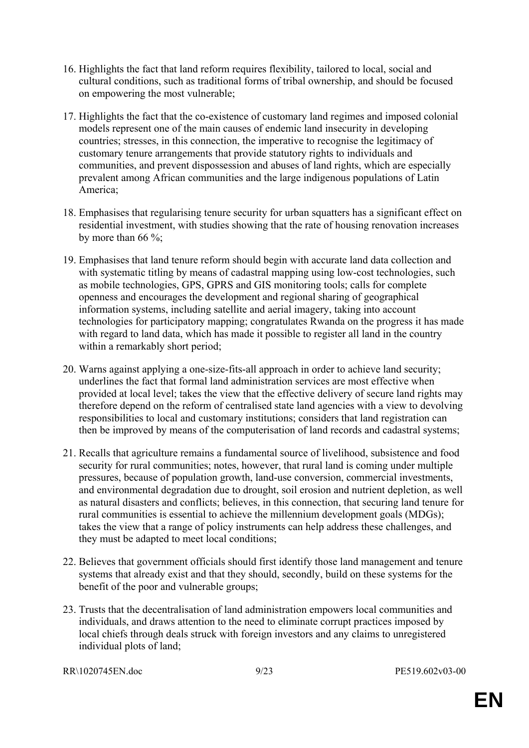16. Highlights the fact that land reform requires flexibility, tailored to local, social and cultural conditions, such as traditional forms of tribal ownership, and should be focused on empowering the most vulnerable;

17. Highlights the fact that the co-existence of customary land regimes and imposed colonial models represent one of the main causes of endemic land insecurity in developing countries; stresses, in this connection, the imperative to recognise the legitimacy of customary tenure arrangements that provide statutory rights to individuals and communities, and prevent dispossession and abuses of land rights, which are especially prevalent among African communities and the large indigenous populations of Latin America;

18. Emphasises that regularising tenure security for urban squatters has a significant effect on residential investment, with studies showing that the rate of housing renovation increases by more than 66 %;

19. Emphasises that land tenure reform should begin with accurate land data collection and with systematic titling by means of cadastral mapping using low-cost technologies, such as mobile technologies, GPS, GPRS and GIS monitoring tools; calls for complete openness and encourages the development and regional sharing of geographical information systems, including satellite and aerial imagery, taking into account technologies for participatory mapping; congratulates Rwanda on the progress it has made with regard to land data, which has made it possible to register all land in the country within a remarkably short period;

20. Warns against applying a one-size-fits-all approach in order to achieve land security; underlines the fact that formal land administration services are most effective when provided at local level; takes the view that the effective delivery of secure land rights may therefore depend on the reform of centralised state land agencies with a view to devolving responsibilities to local and customary institutions; considers that land registration can then be improved by means of the computerisation of land records and cadastral systems;

21. Recalls that agriculture remains a fundamental source of livelihood, subsistence and food security for rural communities; notes, however, that rural land is coming under multiple pressures, because of population growth, land-use conversion, commercial investments, and environmental degradation due to drought, soil erosion and nutrient depletion, as well as natural disasters and conflicts; believes, in this connection, that securing land tenure for rural communities is essential to achieve the millennium development goals (MDGs); takes the view that a range of policy instruments can help address these challenges, and they must be adapted to meet local conditions;

22. Believes that government officials should first identify those land management and tenure systems that already exist and that they should, secondly, build on these systems for the benefit of the poor and vulnerable groups;

23. Trusts that the decentralisation of land administration empowers local communities and individuals, and draws attention to the need to eliminate corrupt practices imposed by local chiefs through deals struck with foreign investors and any claims to unregistered individual plots of land;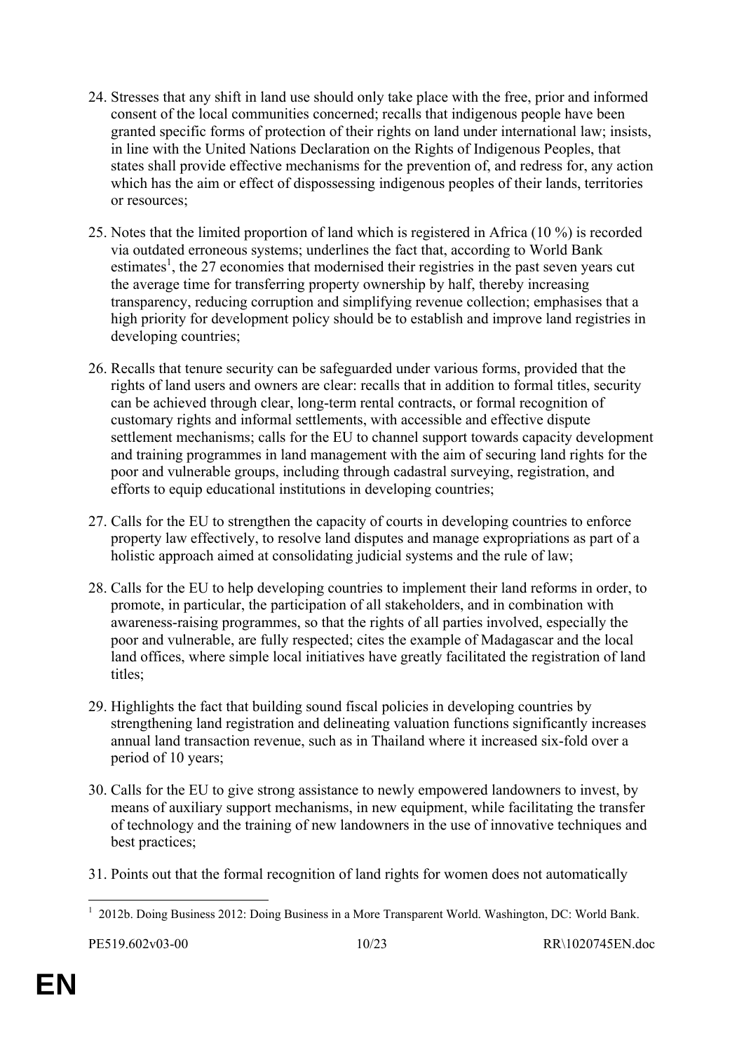24. Stresses that any shift in land use should only take place with the free, prior and informed consent of the local communities concerned; recalls that indigenous people have been granted specific forms of protection of their rights on land under international law; insists, in line with the United Nations Declaration on the Rights of Indigenous Peoples, that states shall provide effective mechanisms for the prevention of, and redress for, any action which has the aim or effect of dispossessing indigenous peoples of their lands, territories or resources;

25. Notes that the limited proportion of land which is registered in Africa (10 %) is recorded via outdated erroneous systems; underlines the fact that, according to World Bank estimates[1], the 27 economies that modernised their registries in the past seven years cut the average time for transferring property ownership by half, thereby increasing transparency, reducing corruption and simplifying revenue collection; emphasises that a high priority for development policy should be to establish and improve land registries in developing countries;

26. Recalls that tenure security can be safeguarded under various forms, provided that the rights of land users and owners are clear: recalls that in addition to formal titles, security can be achieved through clear, long-term rental contracts, or formal recognition of customary rights and informal settlements, with accessible and effective dispute settlement mechanisms; calls for the EU to channel support towards capacity development and training programmes in land management with the aim of securing land rights for the poor and vulnerable groups, including through cadastral surveying, registration, and efforts to equip educational institutions in developing countries;

27. Calls for the EU to strengthen the capacity of courts in developing countries to enforce property law effectively, to resolve land disputes and manage expropriations as part of a holistic approach aimed at consolidating judicial systems and the rule of law;

28. Calls for the EU to help developing countries to implement their land reforms in order, to promote, in particular, the participation of all stakeholders, and in combination with awareness-raising programmes, so that the rights of all parties involved, especially the poor and vulnerable, are fully respected; cites the example of Madagascar and the local land offices, where simple local initiatives have greatly facilitated the registration of land titles;

29. Highlights the fact that building sound fiscal policies in developing countries by strengthening land registration and delineating valuation functions significantly increases annual land transaction revenue, such as in Thailand where it increased six-fold over a period of 10 years;

30. Calls for the EU to give strong assistance to newly empowered landowners to invest, by means of auxiliary support mechanisms, in new equipment, while facilitating the transfer of technology and the training of new landowners in the use of innovative techniques and best practices;

31. Points out that the formal recognition of land rights for women does not automatically

[1] 2012b. Doing Business 2012: Doing Business in a More Transparent World. Washington, DC: World Bank.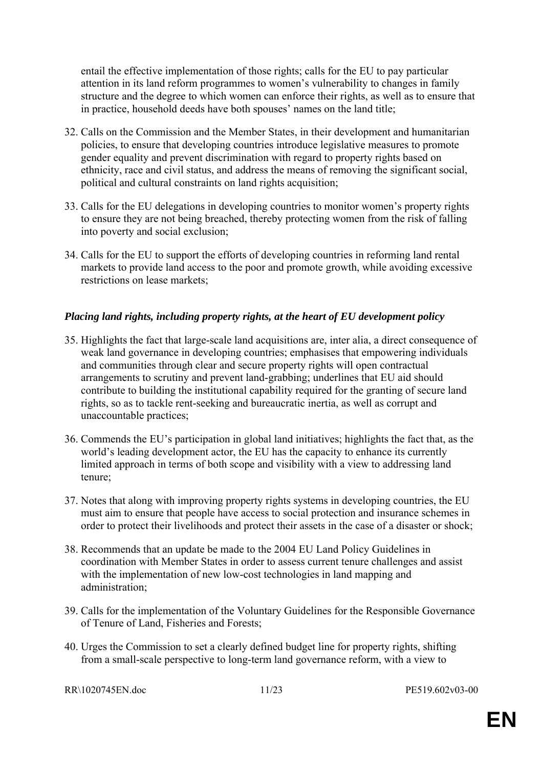entail the effective implementation of those rights; calls for the EU to pay particular attention in its land reform programmes to women's vulnerability to changes in family structure and the degree to which women can enforce their rights, as well as to ensure that in practice, household deeds have both spouses' names on the land title;

32. Calls on the Commission and the Member States, in their development and humanitarian policies, to ensure that developing countries introduce legislative measures to promote gender equality and prevent discrimination with regard to property rights based on ethnicity, race and civil status, and address the means of removing the significant social, political and cultural constraints on land rights acquisition;

33. Calls for the EU delegations in developing countries to monitor women's property rights to ensure they are not being breached, thereby protecting women from the risk of falling into poverty and social exclusion;

34. Calls for the EU to support the efforts of developing countries in reforming land rental markets to provide land access to the poor and promote growth, while avoiding excessive restrictions on lease markets;

***Placing land rights, including property rights, at the heart of EU development policy***

35. Highlights the fact that large-scale land acquisitions are, inter alia, a direct consequence of weak land governance in developing countries; emphasises that empowering individuals and communities through clear and secure property rights will open contractual arrangements to scrutiny and prevent land-grabbing; underlines that EU aid should contribute to building the institutional capability required for the granting of secure land rights, so as to tackle rent-seeking and bureaucratic inertia, as well as corrupt and unaccountable practices;

36. Commends the EU's participation in global land initiatives; highlights the fact that, as the world's leading development actor, the EU has the capacity to enhance its currently limited approach in terms of both scope and visibility with a view to addressing land tenure;

37. Notes that along with improving property rights systems in developing countries, the EU must aim to ensure that people have access to social protection and insurance schemes in order to protect their livelihoods and protect their assets in the case of a disaster or shock;

38. Recommends that an update be made to the 2004 EU Land Policy Guidelines in coordination with Member States in order to assess current tenure challenges and assist with the implementation of new low-cost technologies in land mapping and administration;

39. Calls for the implementation of the Voluntary Guidelines for the Responsible Governance of Tenure of Land, Fisheries and Forests;

40. Urges the Commission to set a clearly defined budget line for property rights, shifting from a small-scale perspective to long-term land governance reform, with a view to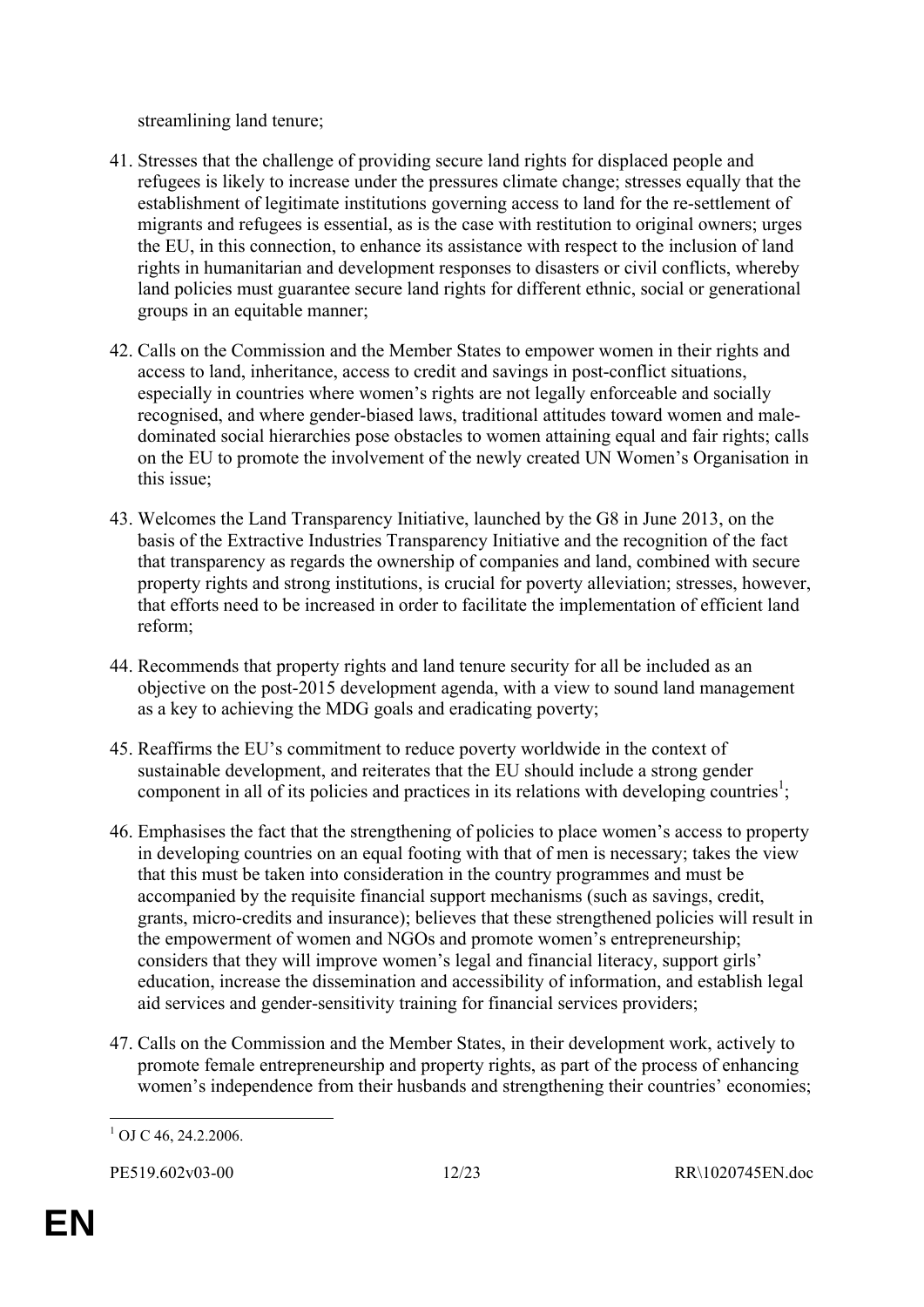streamlining land tenure;

41. Stresses that the challenge of providing secure land rights for displaced people and refugees is likely to increase under the pressures climate change; stresses equally that the establishment of legitimate institutions governing access to land for the re-settlement of migrants and refugees is essential, as is the case with restitution to original owners; urges the EU, in this connection, to enhance its assistance with respect to the inclusion of land rights in humanitarian and development responses to disasters or civil conflicts, whereby land policies must guarantee secure land rights for different ethnic, social or generational groups in an equitable manner;

42. Calls on the Commission and the Member States to empower women in their rights and access to land, inheritance, access to credit and savings in post-conflict situations, especially in countries where women's rights are not legally enforceable and socially recognised, and where gender-biased laws, traditional attitudes toward women and male-dominated social hierarchies pose obstacles to women attaining equal and fair rights; calls on the EU to promote the involvement of the newly created UN Women's Organisation in this issue;

43. Welcomes the Land Transparency Initiative, launched by the G8 in June 2013, on the basis of the Extractive Industries Transparency Initiative and the recognition of the fact that transparency as regards the ownership of companies and land, combined with secure property rights and strong institutions, is crucial for poverty alleviation; stresses, however, that efforts need to be increased in order to facilitate the implementation of efficient land reform;

44. Recommends that property rights and land tenure security for all be included as an objective on the post-2015 development agenda, with a view to sound land management as a key to achieving the MDG goals and eradicating poverty;

45. Reaffirms the EU's commitment to reduce poverty worldwide in the context of sustainable development, and reiterates that the EU should include a strong gender component in all of its policies and practices in its relations with developing countries[1];

46. Emphasises the fact that the strengthening of policies to place women's access to property in developing countries on an equal footing with that of men is necessary; takes the view that this must be taken into consideration in the country programmes and must be accompanied by the requisite financial support mechanisms (such as savings, credit, grants, micro-credits and insurance); believes that these strengthened policies will result in the empowerment of women and NGOs and promote women's entrepreneurship; considers that they will improve women's legal and financial literacy, support girls' education, increase the dissemination and accessibility of information, and establish legal aid services and gender-sensitivity training for financial services providers;

47. Calls on the Commission and the Member States, in their development work, actively to promote female entrepreneurship and property rights, as part of the process of enhancing women's independence from their husbands and strengthening their countries' economies;

---

[1] OJ C 46, 24.2.2006.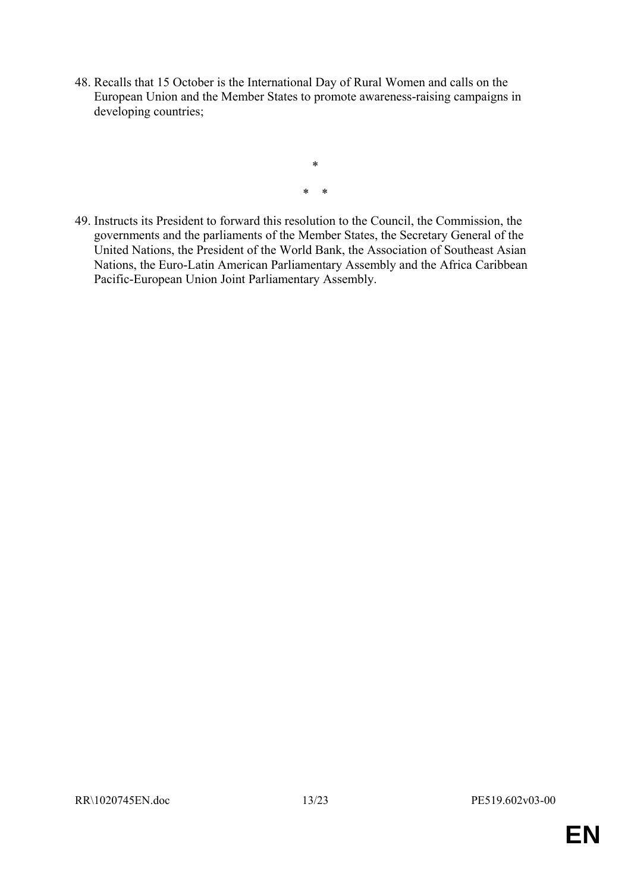48. Recalls that 15 October is the International Day of Rural Women and calls on the European Union and the Member States to promote awareness-raising campaigns in developing countries;

\*

\* \*

49. Instructs its President to forward this resolution to the Council, the Commission, the governments and the parliaments of the Member States, the Secretary General of the United Nations, the President of the World Bank, the Association of Southeast Asian Nations, the Euro-Latin American Parliamentary Assembly and the Africa Caribbean Pacific-European Union Joint Parliamentary Assembly.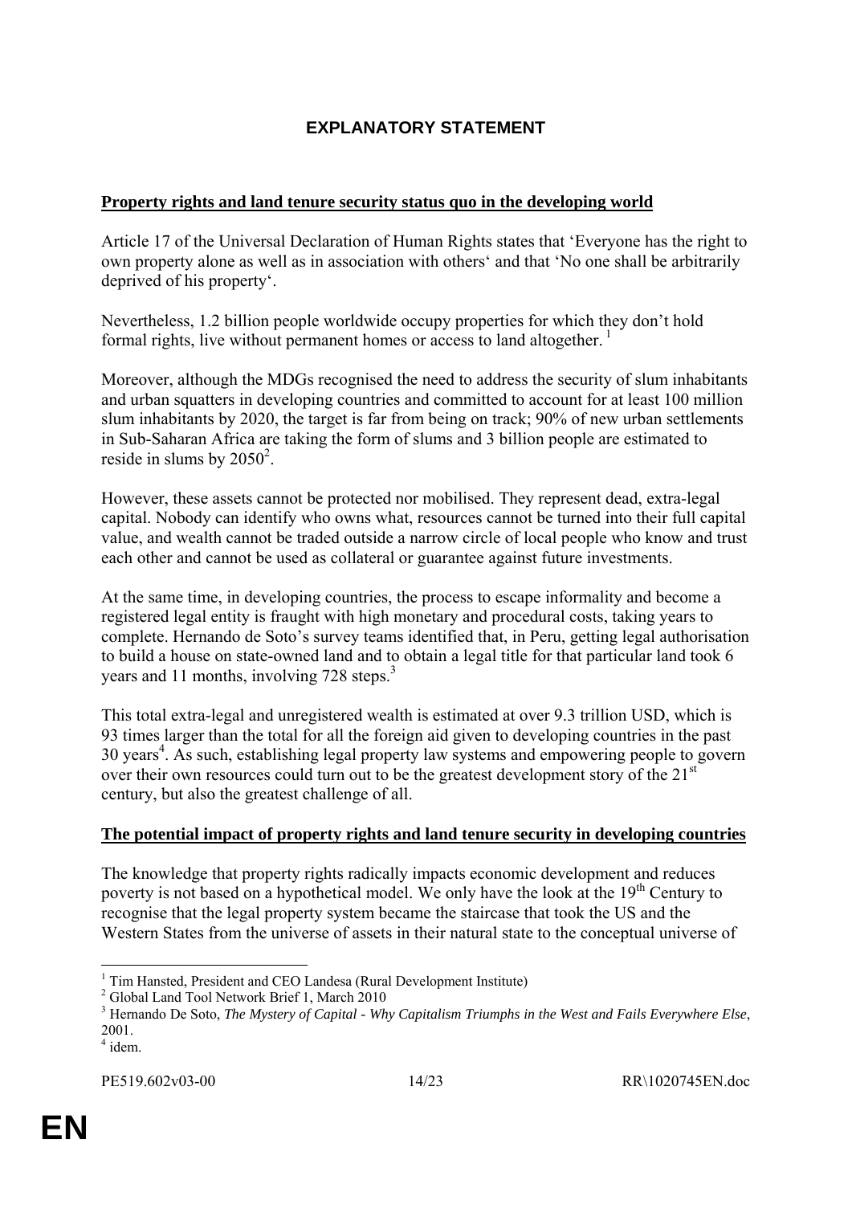# EXPLANATORY STATEMENT

**Property rights and land tenure security status quo in the developing world**

Article 17 of the Universal Declaration of Human Rights states that 'Everyone has the right to own property alone as well as in association with others' and that 'No one shall be arbitrarily deprived of his property'.

Nevertheless, 1.2 billion people worldwide occupy properties for which they don't hold formal rights, live without permanent homes or access to land altogether. [1]

Moreover, although the MDGs recognised the need to address the security of slum inhabitants and urban squatters in developing countries and committed to account for at least 100 million slum inhabitants by 2020, the target is far from being on track; 90% of new urban settlements in Sub-Saharan Africa are taking the form of slums and 3 billion people are estimated to reside in slums by 2050[2].

However, these assets cannot be protected nor mobilised. They represent dead, extra-legal capital. Nobody can identify who owns what, resources cannot be turned into their full capital value, and wealth cannot be traded outside a narrow circle of local people who know and trust each other and cannot be used as collateral or guarantee against future investments.

At the same time, in developing countries, the process to escape informality and become a registered legal entity is fraught with high monetary and procedural costs, taking years to complete. Hernando de Soto's survey teams identified that, in Peru, getting legal authorisation to build a house on state-owned land and to obtain a legal title for that particular land took 6 years and 11 months, involving 728 steps.[3]

This total extra-legal and unregistered wealth is estimated at over 9.3 trillion USD, which is 93 times larger than the total for all the foreign aid given to developing countries in the past 30 years[4]. As such, establishing legal property law systems and empowering people to govern over their own resources could turn out to be the greatest development story of the 21st century, but also the greatest challenge of all.

**The potential impact of property rights and land tenure security in developing countries**

The knowledge that property rights radically impacts economic development and reduces poverty is not based on a hypothetical model. We only have the look at the 19th Century to recognise that the legal property system became the staircase that took the US and the Western States from the universe of assets in their natural state to the conceptual universe of

---

[1] Tim Hansted, President and CEO Landesa (Rural Development Institute)

[2] Global Land Tool Network Brief 1, March 2010

[3] Hernando De Soto, *The Mystery of Capital - Why Capitalism Triumphs in the West and Fails Everywhere Else*, 2001.

[4] idem.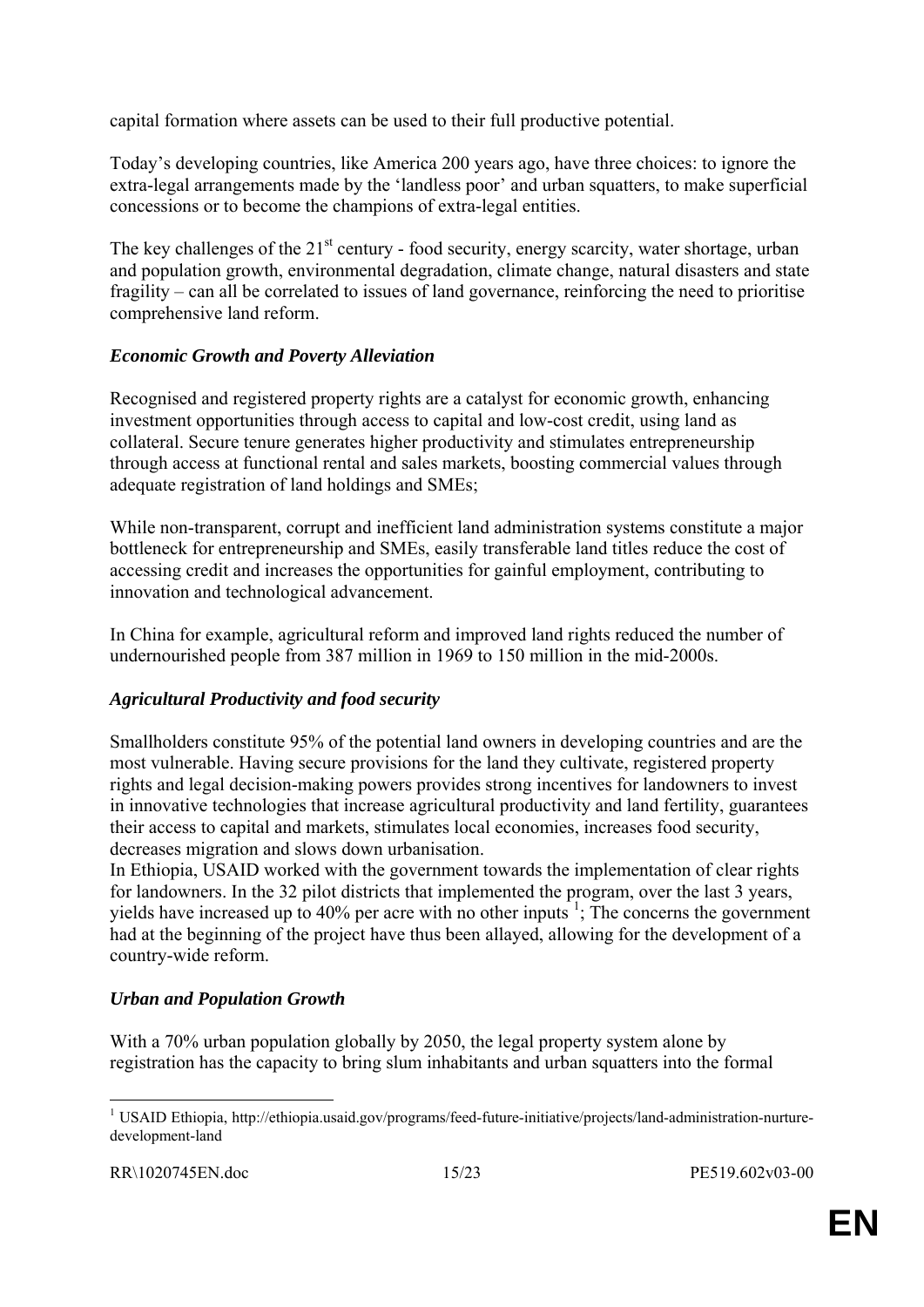capital formation where assets can be used to their full productive potential.

Today's developing countries, like America 200 years ago, have three choices: to ignore the extra-legal arrangements made by the 'landless poor' and urban squatters, to make superficial concessions or to become the champions of extra-legal entities.

The key challenges of the 21st century - food security, energy scarcity, water shortage, urban and population growth, environmental degradation, climate change, natural disasters and state fragility – can all be correlated to issues of land governance, reinforcing the need to prioritise comprehensive land reform.

### *Economic Growth and Poverty Alleviation*

Recognised and registered property rights are a catalyst for economic growth, enhancing investment opportunities through access to capital and low-cost credit, using land as collateral. Secure tenure generates higher productivity and stimulates entrepreneurship through access at functional rental and sales markets, boosting commercial values through adequate registration of land holdings and SMEs;

While non-transparent, corrupt and inefficient land administration systems constitute a major bottleneck for entrepreneurship and SMEs, easily transferable land titles reduce the cost of accessing credit and increases the opportunities for gainful employment, contributing to innovation and technological advancement.

In China for example, agricultural reform and improved land rights reduced the number of undernourished people from 387 million in 1969 to 150 million in the mid-2000s.

### *Agricultural Productivity and food security*

Smallholders constitute 95% of the potential land owners in developing countries and are the most vulnerable. Having secure provisions for the land they cultivate, registered property rights and legal decision-making powers provides strong incentives for landowners to invest in innovative technologies that increase agricultural productivity and land fertility, guarantees their access to capital and markets, stimulates local economies, increases food security, decreases migration and slows down urbanisation.
In Ethiopia, USAID worked with the government towards the implementation of clear rights for landowners. In the 32 pilot districts that implemented the program, over the last 3 years, yields have increased up to 40% per acre with no other inputs [1]; The concerns the government had at the beginning of the project have thus been allayed, allowing for the development of a country-wide reform.

### *Urban and Population Growth*

With a 70% urban population globally by 2050, the legal property system alone by registration has the capacity to bring slum inhabitants and urban squatters into the formal

---

[1] USAID Ethiopia, http://ethiopia.usaid.gov/programs/feed-future-initiative/projects/land-administration-nurture-development-land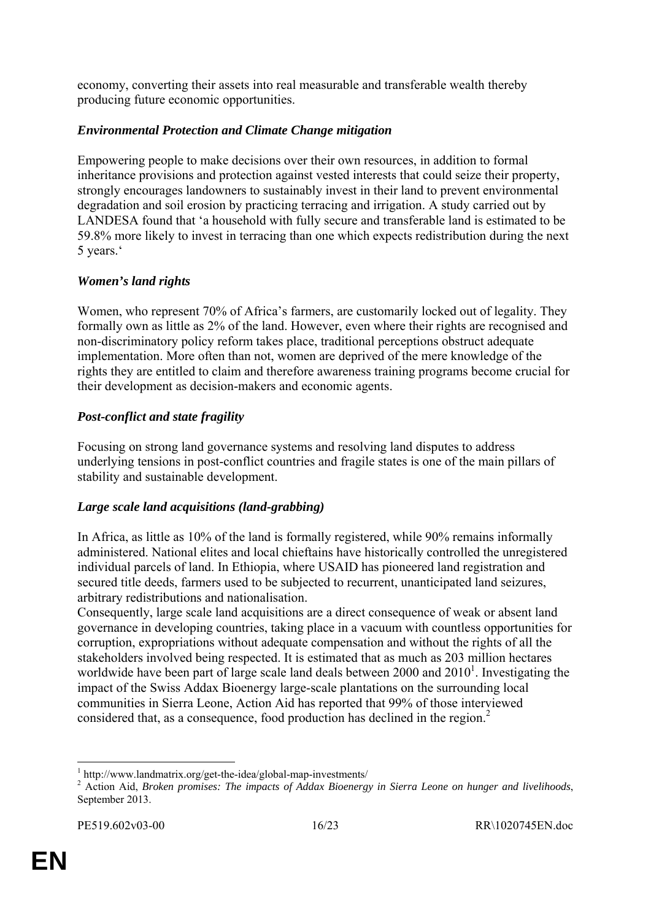economy, converting their assets into real measurable and transferable wealth thereby producing future economic opportunities.

### *Environmental Protection and Climate Change mitigation*

Empowering people to make decisions over their own resources, in addition to formal inheritance provisions and protection against vested interests that could seize their property, strongly encourages landowners to sustainably invest in their land to prevent environmental degradation and soil erosion by practicing terracing and irrigation. A study carried out by LANDESA found that 'a household with fully secure and transferable land is estimated to be 59.8% more likely to invest in terracing than one which expects redistribution during the next 5 years.'

### *Women's land rights*

Women, who represent 70% of Africa's farmers, are customarily locked out of legality. They formally own as little as 2% of the land. However, even where their rights are recognised and non-discriminatory policy reform takes place, traditional perceptions obstruct adequate implementation. More often than not, women are deprived of the mere knowledge of the rights they are entitled to claim and therefore awareness training programs become crucial for their development as decision-makers and economic agents.

### *Post-conflict and state fragility*

Focusing on strong land governance systems and resolving land disputes to address underlying tensions in post-conflict countries and fragile states is one of the main pillars of stability and sustainable development.

### *Large scale land acquisitions (land-grabbing)*

In Africa, as little as 10% of the land is formally registered, while 90% remains informally administered. National elites and local chieftains have historically controlled the unregistered individual parcels of land. In Ethiopia, where USAID has pioneered land registration and secured title deeds, farmers used to be subjected to recurrent, unanticipated land seizures, arbitrary redistributions and nationalisation.
Consequently, large scale land acquisitions are a direct consequence of weak or absent land governance in developing countries, taking place in a vacuum with countless opportunities for corruption, expropriations without adequate compensation and without the rights of all the stakeholders involved being respected. It is estimated that as much as 203 million hectares worldwide have been part of large scale land deals between 2000 and 2010[1]. Investigating the impact of the Swiss Addax Bioenergy large-scale plantations on the surrounding local communities in Sierra Leone, Action Aid has reported that 99% of those interviewed considered that, as a consequence, food production has declined in the region.[2]

---

[1] http://www.landmatrix.org/get-the-idea/global-map-investments/

[2] Action Aid, *Broken promises: The impacts of Addax Bioenergy in Sierra Leone on hunger and livelihoods*, September 2013.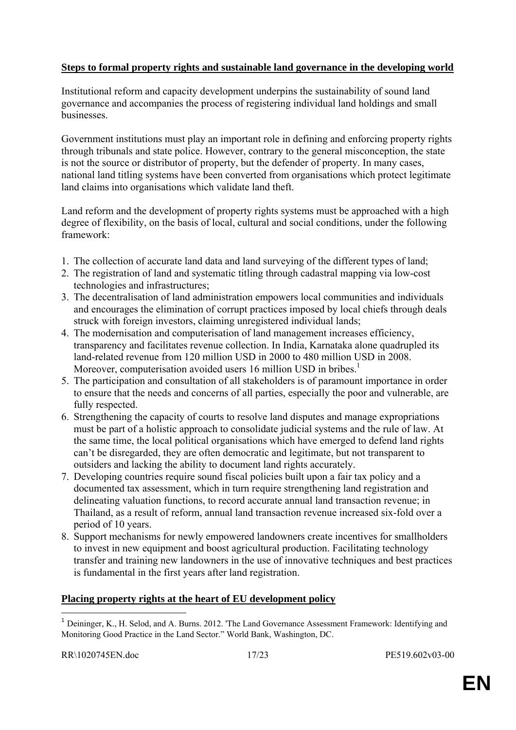**Steps to formal property rights and sustainable land governance in the developing world**

Institutional reform and capacity development underpins the sustainability of sound land governance and accompanies the process of registering individual land holdings and small businesses.

Government institutions must play an important role in defining and enforcing property rights through tribunals and state police. However, contrary to the general misconception, the state is not the source or distributor of property, but the defender of property. In many cases, national land titling systems have been converted from organisations which protect legitimate land claims into organisations which validate land theft.

Land reform and the development of property rights systems must be approached with a high degree of flexibility, on the basis of local, cultural and social conditions, under the following framework:

1. The collection of accurate land data and land surveying of the different types of land;
2. The registration of land and systematic titling through cadastral mapping via low-cost technologies and infrastructures;
3. The decentralisation of land administration empowers local communities and individuals and encourages the elimination of corrupt practices imposed by local chiefs through deals struck with foreign investors, claiming unregistered individual lands;
4. The modernisation and computerisation of land management increases efficiency, transparency and facilitates revenue collection. In India, Karnataka alone quadrupled its land-related revenue from 120 million USD in 2000 to 480 million USD in 2008. Moreover, computerisation avoided users 16 million USD in bribes.[1]
5. The participation and consultation of all stakeholders is of paramount importance in order to ensure that the needs and concerns of all parties, especially the poor and vulnerable, are fully respected.
6. Strengthening the capacity of courts to resolve land disputes and manage expropriations must be part of a holistic approach to consolidate judicial systems and the rule of law. At the same time, the local political organisations which have emerged to defend land rights can't be disregarded, they are often democratic and legitimate, but not transparent to outsiders and lacking the ability to document land rights accurately.
7. Developing countries require sound fiscal policies built upon a fair tax policy and a documented tax assessment, which in turn require strengthening land registration and delineating valuation functions, to record accurate annual land transaction revenue; in Thailand, as a result of reform, annual land transaction revenue increased six-fold over a period of 10 years.
8. Support mechanisms for newly empowered landowners create incentives for smallholders to invest in new equipment and boost agricultural production. Facilitating technology transfer and training new landowners in the use of innovative techniques and best practices is fundamental in the first years after land registration.

**Placing property rights at the heart of EU development policy**

[1] Deininger, K., H. Selod, and A. Burns. 2012. 'The Land Governance Assessment Framework: Identifying and Monitoring Good Practice in the Land Sector." World Bank, Washington, DC.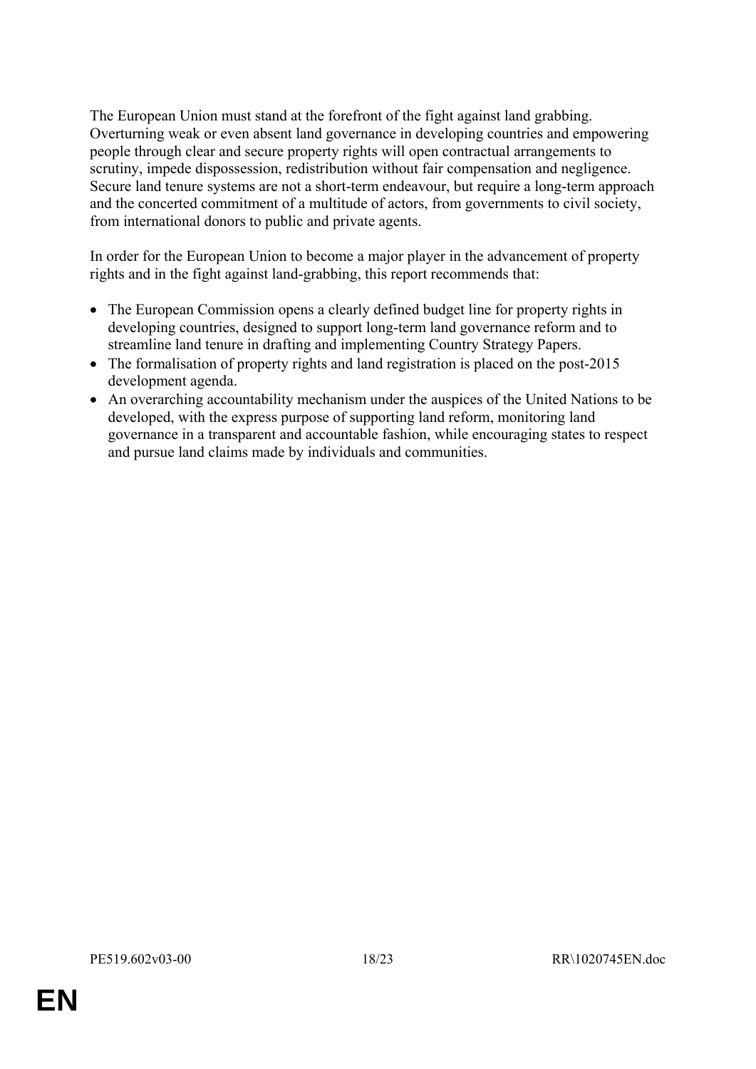The European Union must stand at the forefront of the fight against land grabbing. Overturning weak or even absent land governance in developing countries and empowering people through clear and secure property rights will open contractual arrangements to scrutiny, impede dispossession, redistribution without fair compensation and negligence. Secure land tenure systems are not a short-term endeavour, but require a long-term approach and the concerted commitment of a multitude of actors, from governments to civil society, from international donors to public and private agents.

In order for the European Union to become a major player in the advancement of property rights and in the fight against land-grabbing, this report recommends that:

- The European Commission opens a clearly defined budget line for property rights in developing countries, designed to support long-term land governance reform and to streamline land tenure in drafting and implementing Country Strategy Papers.
- The formalisation of property rights and land registration is placed on the post-2015 development agenda.
- An overarching accountability mechanism under the auspices of the United Nations to be developed, with the express purpose of supporting land reform, monitoring land governance in a transparent and accountable fashion, while encouraging states to respect and pursue land claims made by individuals and communities.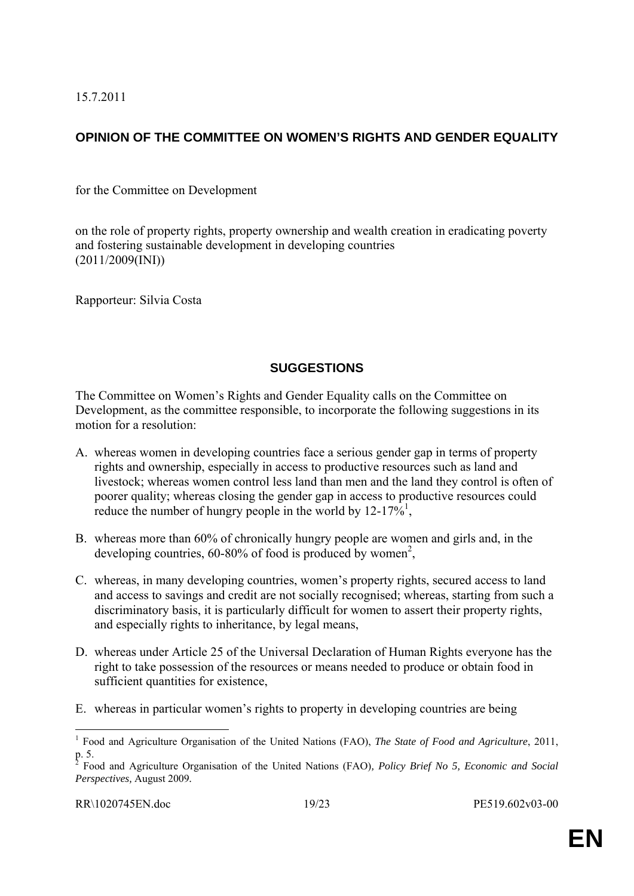15.7.2011

# OPINION OF THE COMMITTEE ON WOMEN'S RIGHTS AND GENDER EQUALITY

for the Committee on Development

on the role of property rights, property ownership and wealth creation in eradicating poverty and fostering sustainable development in developing countries
(2011/2009(INI))

Rapporteur: Silvia Costa

## SUGGESTIONS

The Committee on Women's Rights and Gender Equality calls on the Committee on Development, as the committee responsible, to incorporate the following suggestions in its motion for a resolution:

A. whereas women in developing countries face a serious gender gap in terms of property rights and ownership, especially in access to productive resources such as land and livestock; whereas women control less land than men and the land they control is often of poorer quality; whereas closing the gender gap in access to productive resources could reduce the number of hungry people in the world by 12-17%[1],

B. whereas more than 60% of chronically hungry people are women and girls and, in the developing countries, 60-80% of food is produced by women[2],

C. whereas, in many developing countries, women's property rights, secured access to land and access to savings and credit are not socially recognised; whereas, starting from such a discriminatory basis, it is particularly difficult for women to assert their property rights, and especially rights to inheritance, by legal means,

D. whereas under Article 25 of the Universal Declaration of Human Rights everyone has the right to take possession of the resources or means needed to produce or obtain food in sufficient quantities for existence,

E. whereas in particular women's rights to property in developing countries are being

---

[1] Food and Agriculture Organisation of the United Nations (FAO), *The State of Food and Agriculture*, 2011, p. 5.

[2] Food and Agriculture Organisation of the United Nations (FAO), *Policy Brief No 5, Economic and Social Perspectives,* August 2009.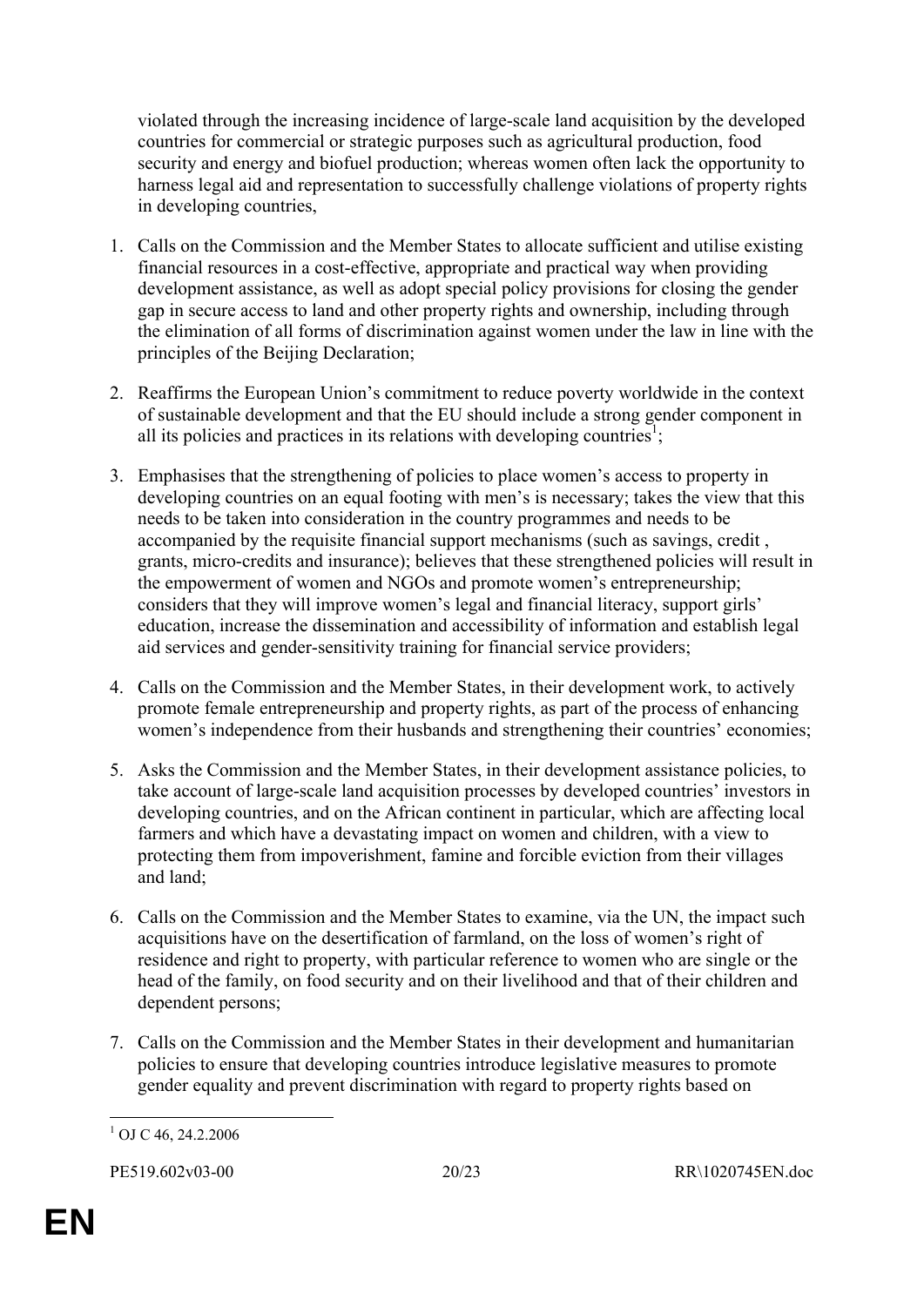violated through the increasing incidence of large-scale land acquisition by the developed countries for commercial or strategic purposes such as agricultural production, food security and energy and biofuel production; whereas women often lack the opportunity to harness legal aid and representation to successfully challenge violations of property rights in developing countries,

1. Calls on the Commission and the Member States to allocate sufficient and utilise existing financial resources in a cost-effective, appropriate and practical way when providing development assistance, as well as adopt special policy provisions for closing the gender gap in secure access to land and other property rights and ownership, including through the elimination of all forms of discrimination against women under the law in line with the principles of the Beijing Declaration;

2. Reaffirms the European Union's commitment to reduce poverty worldwide in the context of sustainable development and that the EU should include a strong gender component in all its policies and practices in its relations with developing countries[1];

3. Emphasises that the strengthening of policies to place women's access to property in developing countries on an equal footing with men's is necessary; takes the view that this needs to be taken into consideration in the country programmes and needs to be accompanied by the requisite financial support mechanisms (such as savings, credit , grants, micro-credits and insurance); believes that these strengthened policies will result in the empowerment of women and NGOs and promote women's entrepreneurship; considers that they will improve women's legal and financial literacy, support girls' education, increase the dissemination and accessibility of information and establish legal aid services and gender-sensitivity training for financial service providers;

4. Calls on the Commission and the Member States, in their development work, to actively promote female entrepreneurship and property rights, as part of the process of enhancing women's independence from their husbands and strengthening their countries' economies;

5. Asks the Commission and the Member States, in their development assistance policies, to take account of large-scale land acquisition processes by developed countries' investors in developing countries, and on the African continent in particular, which are affecting local farmers and which have a devastating impact on women and children, with a view to protecting them from impoverishment, famine and forcible eviction from their villages and land;

6. Calls on the Commission and the Member States to examine, via the UN, the impact such acquisitions have on the desertification of farmland, on the loss of women's right of residence and right to property, with particular reference to women who are single or the head of the family, on food security and on their livelihood and that of their children and dependent persons;

7. Calls on the Commission and the Member States in their development and humanitarian policies to ensure that developing countries introduce legislative measures to promote gender equality and prevent discrimination with regard to property rights based on

[1] OJ C 46, 24.2.2006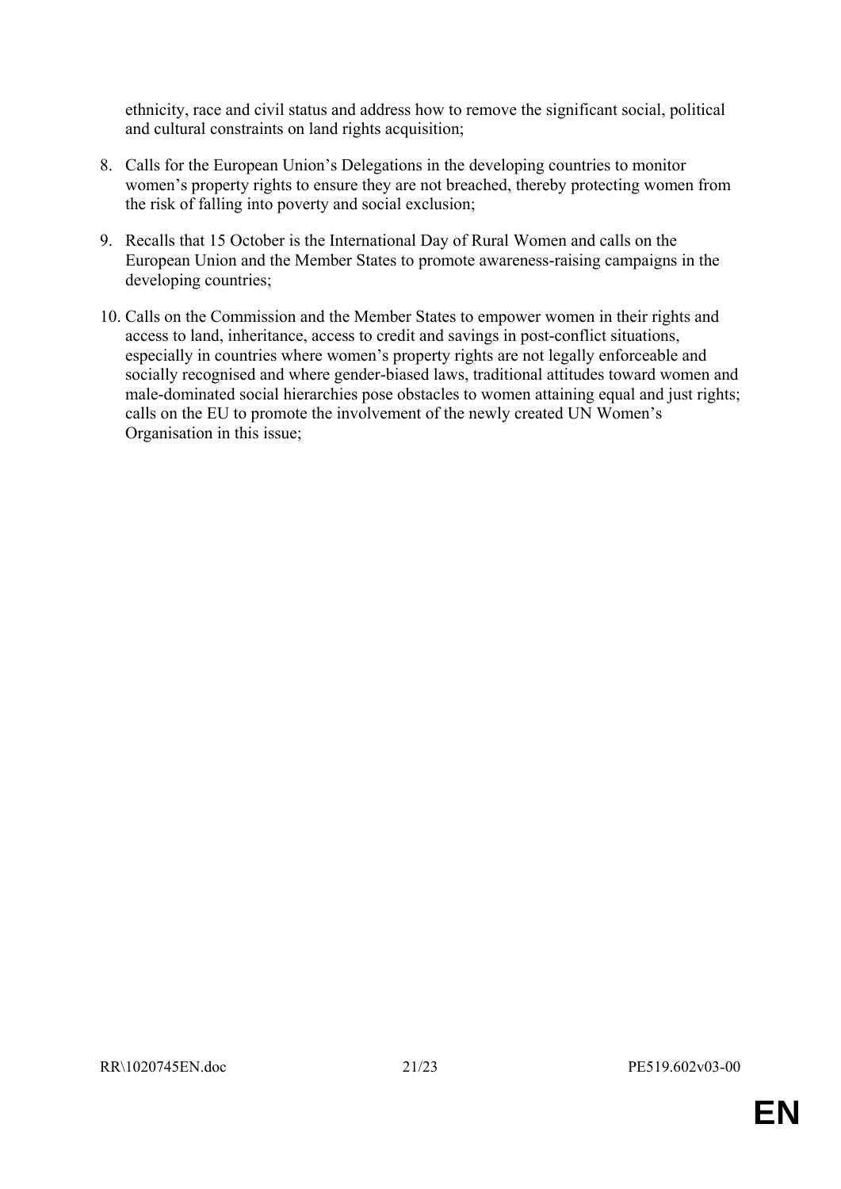ethnicity, race and civil status and address how to remove the significant social, political and cultural constraints on land rights acquisition;

8. Calls for the European Union's Delegations in the developing countries to monitor women's property rights to ensure they are not breached, thereby protecting women from the risk of falling into poverty and social exclusion;

9. Recalls that 15 October is the International Day of Rural Women and calls on the European Union and the Member States to promote awareness-raising campaigns in the developing countries;

10. Calls on the Commission and the Member States to empower women in their rights and access to land, inheritance, access to credit and savings in post-conflict situations, especially in countries where women's property rights are not legally enforceable and socially recognised and where gender-biased laws, traditional attitudes toward women and male-dominated social hierarchies pose obstacles to women attaining equal and just rights; calls on the EU to promote the involvement of the newly created UN Women's Organisation in this issue;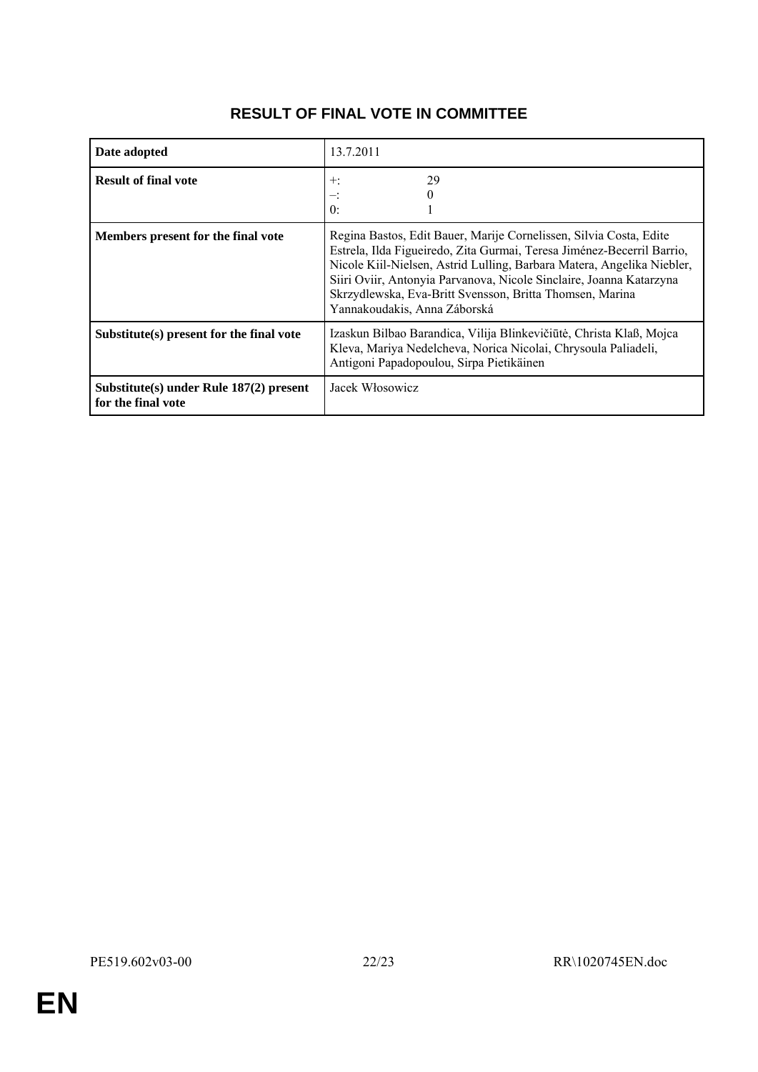# RESULT OF FINAL VOTE IN COMMITTEE

| | |
|---|---|
| **Date adopted** | 13.7.2011 |
| **Result of final vote** | +: 29<br>–: 0<br>0: 1 |
| **Members present for the final vote** | Regina Bastos, Edit Bauer, Marije Cornelissen, Silvia Costa, Edite Estrela, Ilda Figueiredo, Zita Gurmai, Teresa Jiménez-Becerril Barrio, Nicole Kiil-Nielsen, Astrid Lulling, Barbara Matera, Angelika Niebler, Siiri Oviir, Antonyia Parvanova, Nicole Sinclaire, Joanna Katarzyna Skrzydlewska, Eva-Britt Svensson, Britta Thomsen, Marina Yannakoudakis, Anna Záborská |
| **Substitute(s) present for the final vote** | Izaskun Bilbao Barandica, Vilija Blinkevičiūtė, Christa Klaß, Mojca Kleva, Mariya Nedelcheva, Norica Nicolai, Chrysoula Paliadeli, Antigoni Papadopoulou, Sirpa Pietikäinen |
| **Substitute(s) under Rule 187(2) present for the final vote** | Jacek Włosowicz |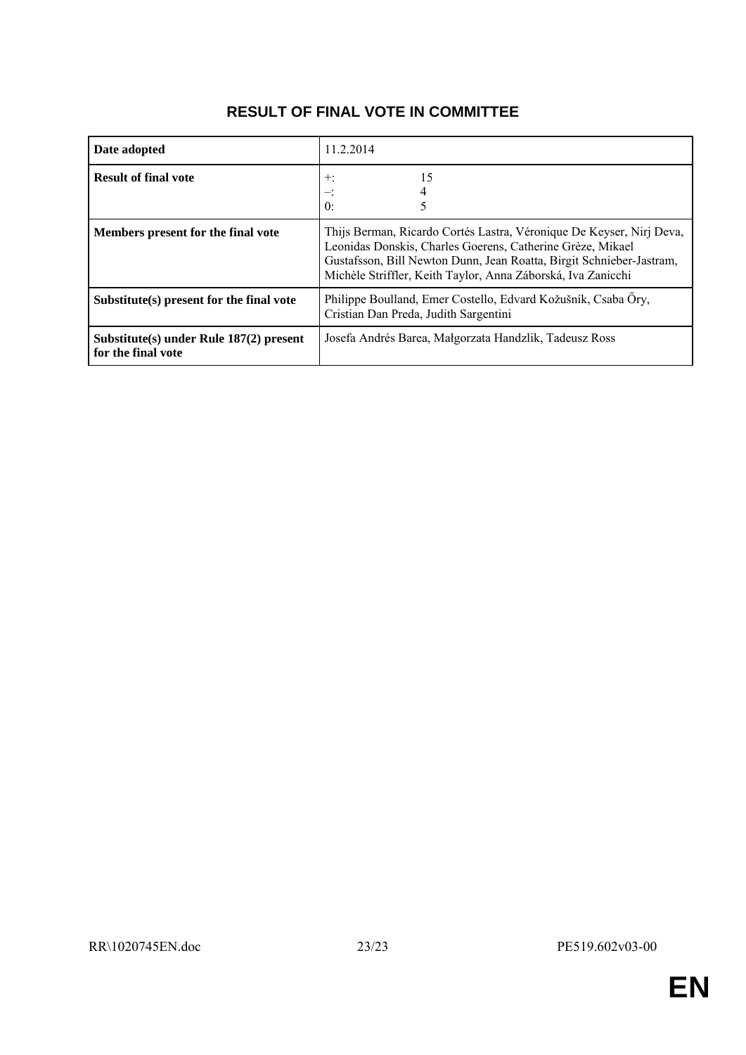# RESULT OF FINAL VOTE IN COMMITTEE

| | |
|---|---|
| **Date adopted** | 11.2.2014 |
| **Result of final vote** | +: 15<br>–: 4<br>0: 5 |
| **Members present for the final vote** | Thijs Berman, Ricardo Cortés Lastra, Véronique De Keyser, Nirj Deva, Leonidas Donskis, Charles Goerens, Catherine Grèze, Mikael Gustafsson, Bill Newton Dunn, Jean Roatta, Birgit Schnieber-Jastram, Michèle Striffler, Keith Taylor, Anna Záborská, Iva Zanicchi |
| **Substitute(s) present for the final vote** | Philippe Boulland, Emer Costello, Edvard Kožušník, Csaba Őry, Cristian Dan Preda, Judith Sargentini |
| **Substitute(s) under Rule 187(2) present for the final vote** | Josefa Andrés Barea, Małgorzata Handzlik, Tadeusz Ross |